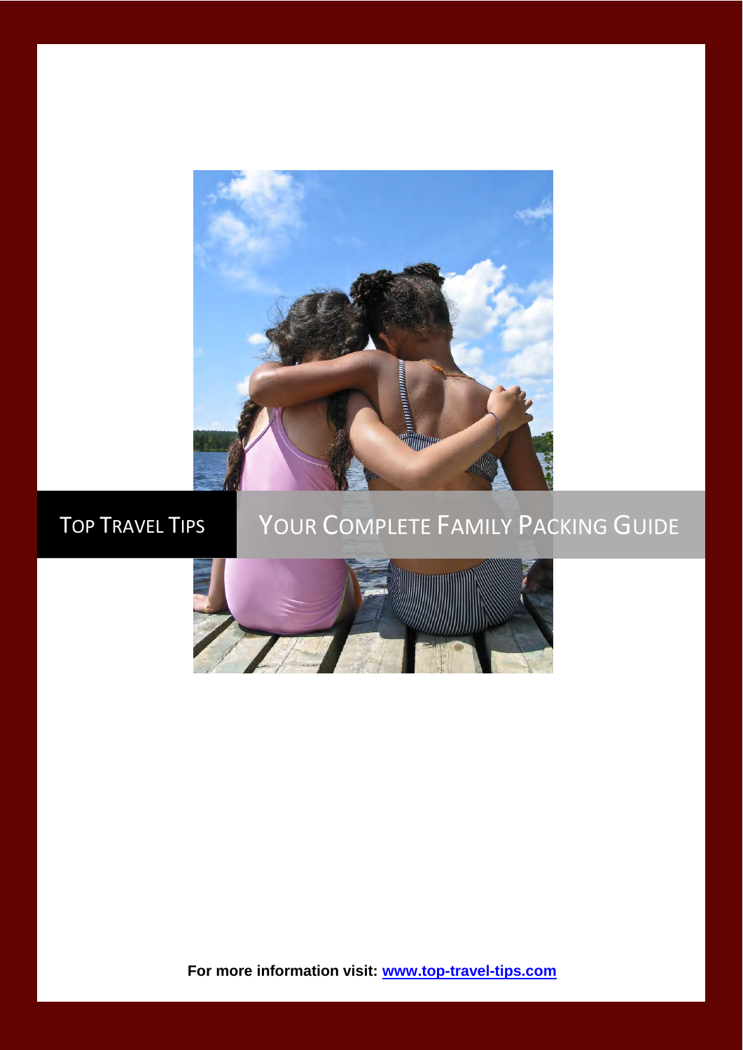Top Travel Tips

# Your Complete Family Packing Guide

**For more information visit: [www.top-travel-tips.com](http://www.top-travel-tips.com)**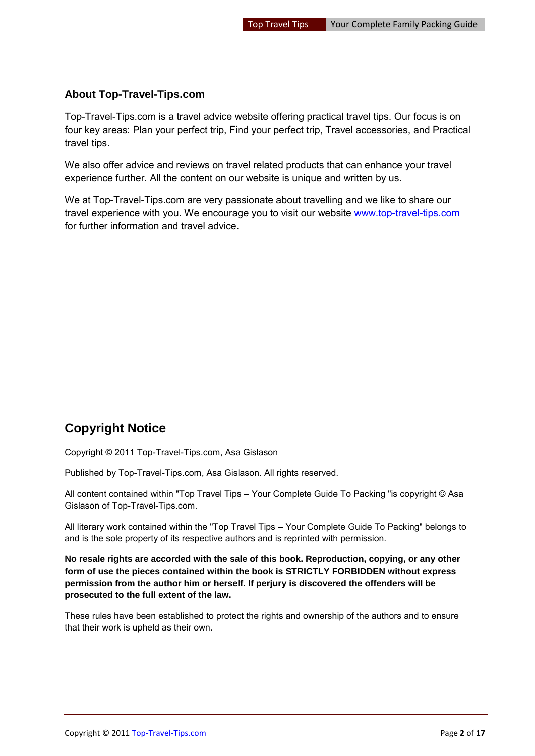## About Top-Travel-Tips.com

Top-Travel-Tips.com is a travel advice website offering practical travel tips. Our focus is on four key areas: Plan your perfect trip, Find your perfect trip, Travel accessories, and Practical travel tips.

We also offer advice and reviews on travel related products that can enhance your travel experience further. All the content on our website is unique and written by us.

We at Top-Travel-Tips.com are very passionate about travelling and we like to share our travel experience with you. We encourage you to visit our website [www.top-travel-tips.com](http://www.top-travel-tips.com) for further information and travel advice.

## Copyright Notice

Copyright © 2011 Top-Travel-Tips.com, Asa Gislason

Published by Top-Travel-Tips.com, Asa Gislason. All rights reserved.

All content contained within "Top Travel Tips – Your Complete Guide To Packing "is copyright © Asa Gislason of Top-Travel-Tips.com.

All literary work contained within the "Top Travel Tips – Your Complete Guide To Packing" belongs to and is the sole property of its respective authors and is reprinted with permission.

**No resale rights are accorded with the sale of this book. Reproduction, copying, or any other form of use the pieces contained within the book is STRICTLY FORBIDDEN without express permission from the author him or herself. If perjury is discovered the offenders will be prosecuted to the full extent of the law.**

These rules have been established to protect the rights and ownership of the authors and to ensure that their work is upheld as their own.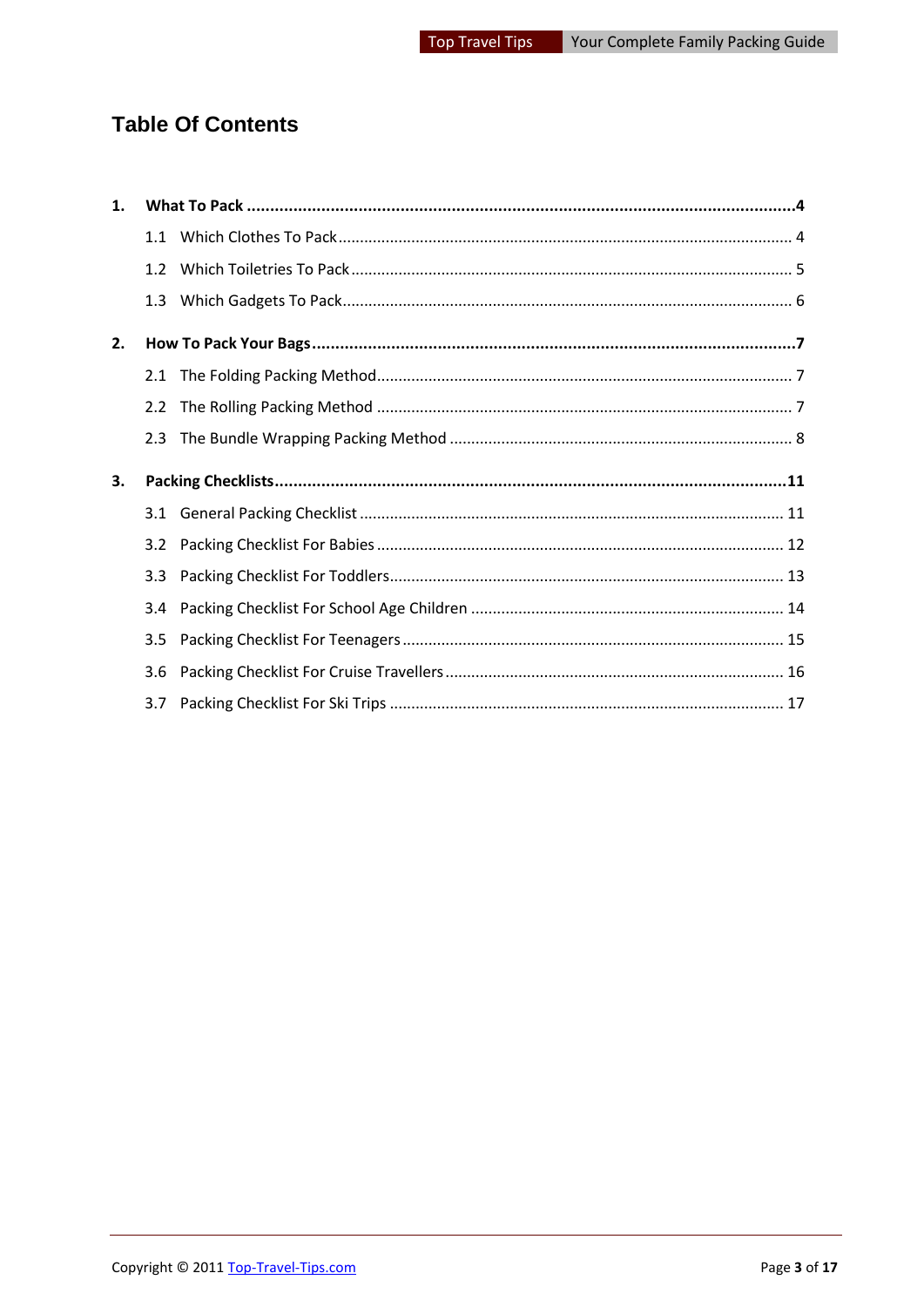# Table Of Contents

**1. What To Pack ..... 4**

- 1.1 Which Clothes To Pack ..... 4
- 1.2 Which Toiletries To Pack ..... 5
- 1.3 Which Gadgets To Pack ..... 6

**2. How To Pack Your Bags ..... 7**

- 2.1 The Folding Packing Method ..... 7
- 2.2 The Rolling Packing Method ..... 7
- 2.3 The Bundle Wrapping Packing Method ..... 8

**3. Packing Checklists ..... 11**

- 3.1 General Packing Checklist ..... 11
- 3.2 Packing Checklist For Babies ..... 12
- 3.3 Packing Checklist For Toddlers ..... 13
- 3.4 Packing Checklist For School Age Children ..... 14
- 3.5 Packing Checklist For Teenagers ..... 15
- 3.6 Packing Checklist For Cruise Travellers ..... 16
- 3.7 Packing Checklist For Ski Trips ..... 17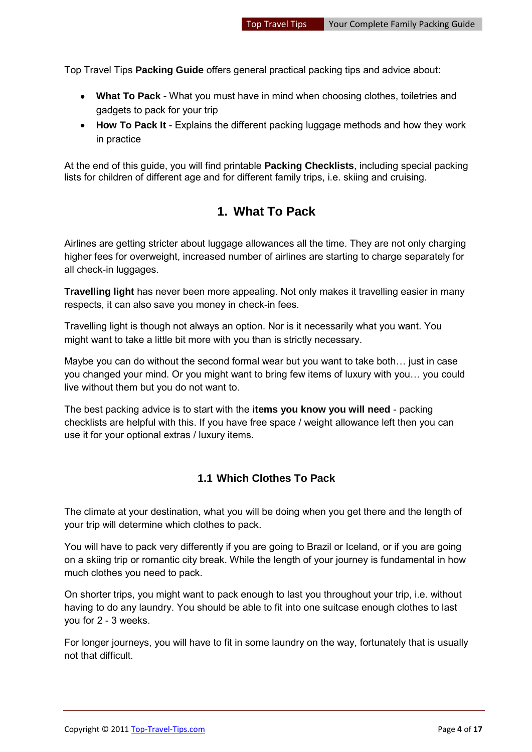Top Travel Tips **Packing Guide** offers general practical packing tips and advice about:

- **What To Pack** - What you must have in mind when choosing clothes, toiletries and gadgets to pack for your trip
- **How To Pack It** - Explains the different packing luggage methods and how they work in practice

At the end of this guide, you will find printable **Packing Checklists**, including special packing lists for children of different age and for different family trips, i.e. skiing and cruising.

# 1. What To Pack

Airlines are getting stricter about luggage allowances all the time. They are not only charging higher fees for overweight, increased number of airlines are starting to charge separately for all check-in luggages.

**Travelling light** has never been more appealing. Not only makes it travelling easier in many respects, it can also save you money in check-in fees.

Travelling light is though not always an option. Nor is it necessarily what you want. You might want to take a little bit more with you than is strictly necessary.

Maybe you can do without the second formal wear but you want to take both… just in case you changed your mind. Or you might want to bring few items of luxury with you… you could live without them but you do not want to.

The best packing advice is to start with the **items you know you will need** - packing checklists are helpful with this. If you have free space / weight allowance left then you can use it for your optional extras / luxury items.

## 1.1 Which Clothes To Pack

The climate at your destination, what you will be doing when you get there and the length of your trip will determine which clothes to pack.

You will have to pack very differently if you are going to Brazil or Iceland, or if you are going on a skiing trip or romantic city break. While the length of your journey is fundamental in how much clothes you need to pack.

On shorter trips, you might want to pack enough to last you throughout your trip, i.e. without having to do any laundry. You should be able to fit into one suitcase enough clothes to last you for 2 - 3 weeks.

For longer journeys, you will have to fit in some laundry on the way, fortunately that is usually not that difficult.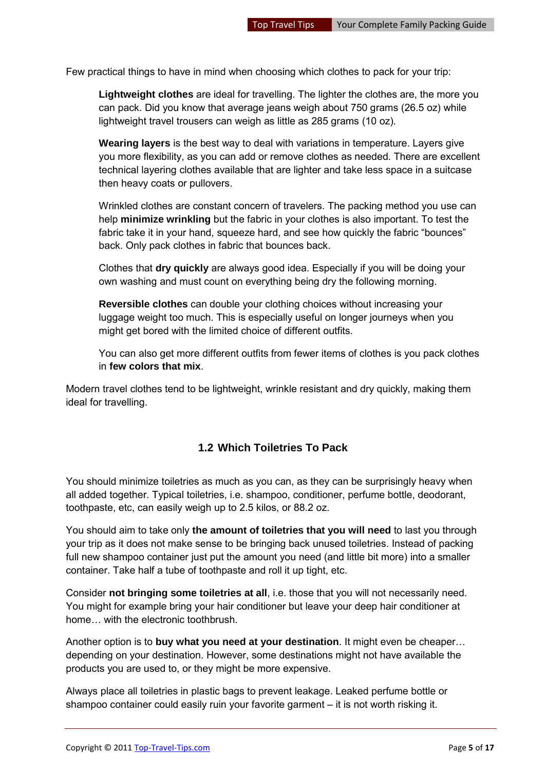Few practical things to have in mind when choosing which clothes to pack for your trip:

> **Lightweight clothes** are ideal for travelling. The lighter the clothes are, the more you can pack. Did you know that average jeans weigh about 750 grams (26.5 oz) while lightweight travel trousers can weigh as little as 285 grams (10 oz).
>
> **Wearing layers** is the best way to deal with variations in temperature. Layers give you more flexibility, as you can add or remove clothes as needed. There are excellent technical layering clothes available that are lighter and take less space in a suitcase then heavy coats or pullovers.
>
> Wrinkled clothes are constant concern of travelers. The packing method you use can help **minimize wrinkling** but the fabric in your clothes is also important. To test the fabric take it in your hand, squeeze hard, and see how quickly the fabric "bounces" back. Only pack clothes in fabric that bounces back.
>
> Clothes that **dry quickly** are always good idea. Especially if you will be doing your own washing and must count on everything being dry the following morning.
>
> **Reversible clothes** can double your clothing choices without increasing your luggage weight too much. This is especially useful on longer journeys when you might get bored with the limited choice of different outfits.
>
> You can also get more different outfits from fewer items of clothes is you pack clothes in **few colors that mix**.

Modern travel clothes tend to be lightweight, wrinkle resistant and dry quickly, making them ideal for travelling.

## 1.2 Which Toiletries To Pack

You should minimize toiletries as much as you can, as they can be surprisingly heavy when all added together. Typical toiletries, i.e. shampoo, conditioner, perfume bottle, deodorant, toothpaste, etc, can easily weigh up to 2.5 kilos, or 88.2 oz.

You should aim to take only **the amount of toiletries that you will need** to last you through your trip as it does not make sense to be bringing back unused toiletries. Instead of packing full new shampoo container just put the amount you need (and little bit more) into a smaller container. Take half a tube of toothpaste and roll it up tight, etc.

Consider **not bringing some toiletries at all**, i.e. those that you will not necessarily need. You might for example bring your hair conditioner but leave your deep hair conditioner at home… with the electronic toothbrush.

Another option is to **buy what you need at your destination**. It might even be cheaper… depending on your destination. However, some destinations might not have available the products you are used to, or they might be more expensive.

Always place all toiletries in plastic bags to prevent leakage. Leaked perfume bottle or shampoo container could easily ruin your favorite garment – it is not worth risking it.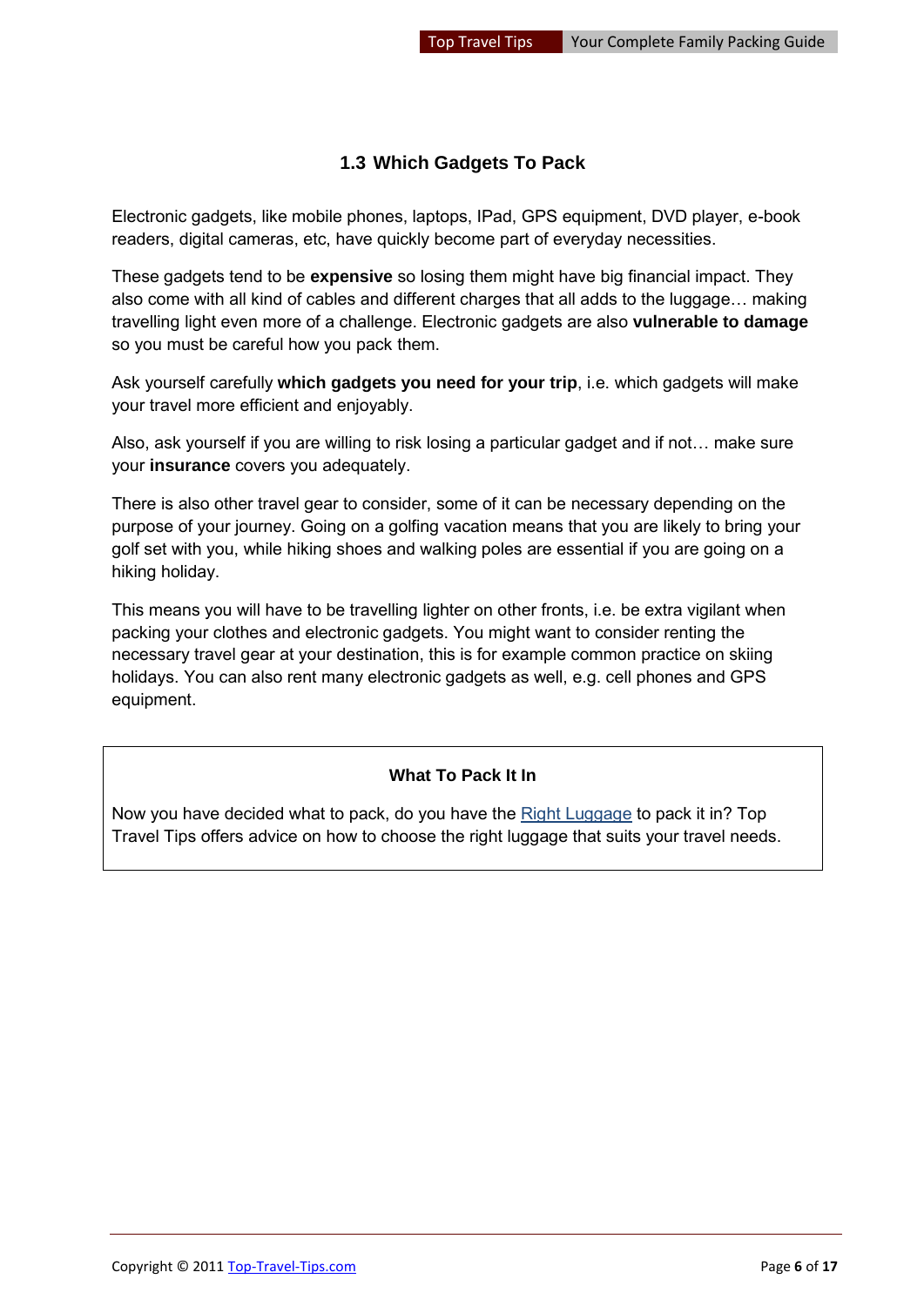## 1.3 Which Gadgets To Pack

Electronic gadgets, like mobile phones, laptops, IPad, GPS equipment, DVD player, e-book readers, digital cameras, etc, have quickly become part of everyday necessities.

These gadgets tend to be **expensive** so losing them might have big financial impact. They also come with all kind of cables and different charges that all adds to the luggage… making travelling light even more of a challenge. Electronic gadgets are also **vulnerable to damage** so you must be careful how you pack them.

Ask yourself carefully **which gadgets you need for your trip**, i.e. which gadgets will make your travel more efficient and enjoyably.

Also, ask yourself if you are willing to risk losing a particular gadget and if not… make sure your **insurance** covers you adequately.

There is also other travel gear to consider, some of it can be necessary depending on the purpose of your journey. Going on a golfing vacation means that you are likely to bring your golf set with you, while hiking shoes and walking poles are essential if you are going on a hiking holiday.

This means you will have to be travelling lighter on other fronts, i.e. be extra vigilant when packing your clothes and electronic gadgets. You might want to consider renting the necessary travel gear at your destination, this is for example common practice on skiing holidays. You can also rent many electronic gadgets as well, e.g. cell phones and GPS equipment.

**What To Pack It In**

Now you have decided what to pack, do you have the Right Luggage to pack it in? Top Travel Tips offers advice on how to choose the right luggage that suits your travel needs.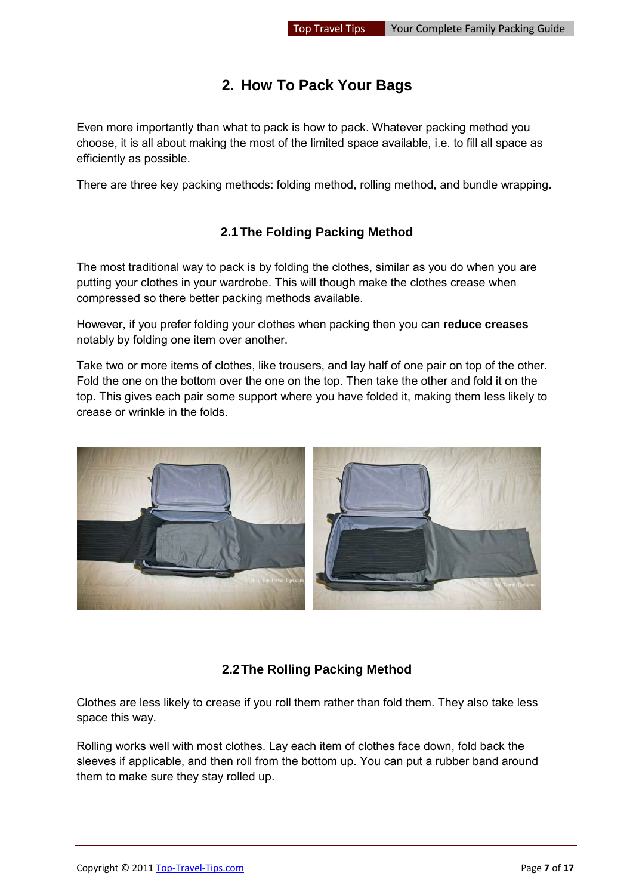## 2. How To Pack Your Bags

Even more importantly than what to pack is how to pack. Whatever packing method you choose, it is all about making the most of the limited space available, i.e. to fill all space as efficiently as possible.

There are three key packing methods: folding method, rolling method, and bundle wrapping.

### 2.1 The Folding Packing Method

The most traditional way to pack is by folding the clothes, similar as you do when you are putting your clothes in your wardrobe. This will though make the clothes crease when compressed so there better packing methods available.

However, if you prefer folding your clothes when packing then you can **reduce creases** notably by folding one item over another.

Take two or more items of clothes, like trousers, and lay half of one pair on top of the other. Fold the one on the bottom over the one on the top. Then take the other and fold it on the top. This gives each pair some support where you have folded it, making them less likely to crease or wrinkle in the folds.

### 2.2 The Rolling Packing Method

Clothes are less likely to crease if you roll them rather than fold them. They also take less space this way.

Rolling works well with most clothes. Lay each item of clothes face down, fold back the sleeves if applicable, and then roll from the bottom up. You can put a rubber band around them to make sure they stay rolled up.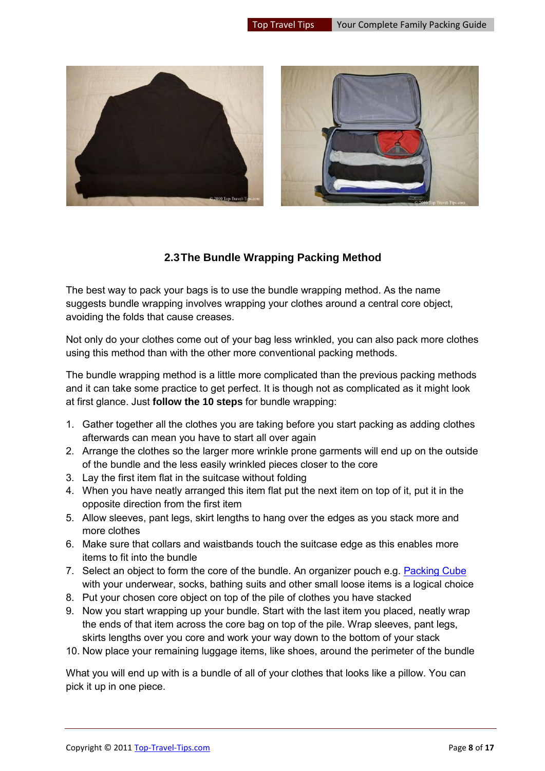## 2.3 The Bundle Wrapping Packing Method

The best way to pack your bags is to use the bundle wrapping method. As the name suggests bundle wrapping involves wrapping your clothes around a central core object, avoiding the folds that cause creases.

Not only do your clothes come out of your bag less wrinkled, you can also pack more clothes using this method than with the other more conventional packing methods.

The bundle wrapping method is a little more complicated than the previous packing methods and it can take some practice to get perfect. It is though not as complicated as it might look at first glance. Just **follow the 10 steps** for bundle wrapping:

1. Gather together all the clothes you are taking before you start packing as adding clothes afterwards can mean you have to start all over again
2. Arrange the clothes so the larger more wrinkle prone garments will end up on the outside of the bundle and the less easily wrinkled pieces closer to the core
3. Lay the first item flat in the suitcase without folding
4. When you have neatly arranged this item flat put the next item on top of it, put it in the opposite direction from the first item
5. Allow sleeves, pant legs, skirt lengths to hang over the edges as you stack more and more clothes
6. Make sure that collars and waistbands touch the suitcase edge as this enables more items to fit into the bundle
7. Select an object to form the core of the bundle. An organizer pouch e.g. Packing Cube with your underwear, socks, bathing suits and other small loose items is a logical choice
8. Put your chosen core object on top of the pile of clothes you have stacked
9. Now you start wrapping up your bundle. Start with the last item you placed, neatly wrap the ends of that item across the core bag on top of the pile. Wrap sleeves, pant legs, skirts lengths over you core and work your way down to the bottom of your stack
10. Now place your remaining luggage items, like shoes, around the perimeter of the bundle

What you will end up with is a bundle of all of your clothes that looks like a pillow. You can pick it up in one piece.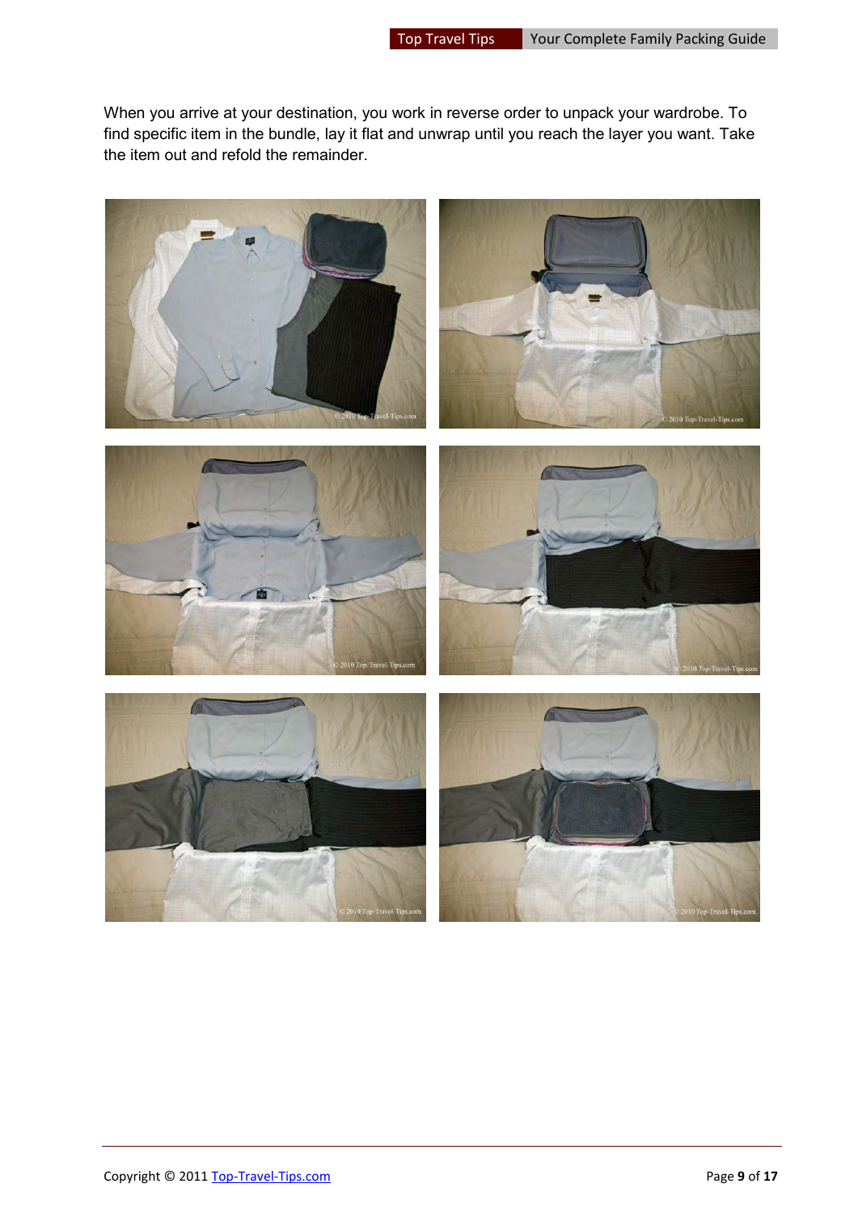When you arrive at your destination, you work in reverse order to unpack your wardrobe. To find specific item in the bundle, lay it flat and unwrap until you reach the layer you want. Take the item out and refold the remainder.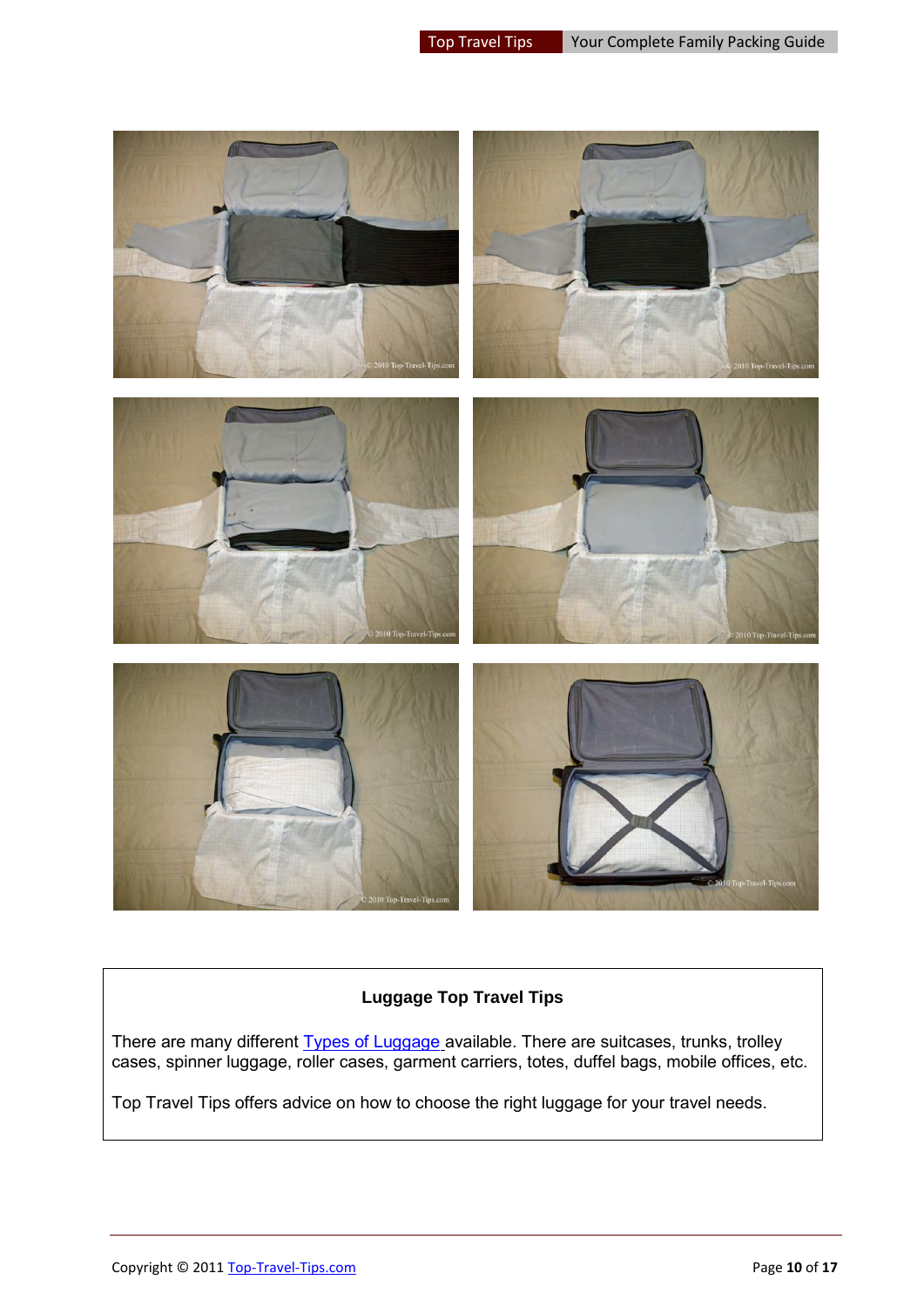**Luggage Top Travel Tips**

There are many different [Types of Luggage ](Types of Luggage)available. There are suitcases, trunks, trolley cases, spinner luggage, roller cases, garment carriers, totes, duffel bags, mobile offices, etc.

Top Travel Tips offers advice on how to choose the right luggage for your travel needs.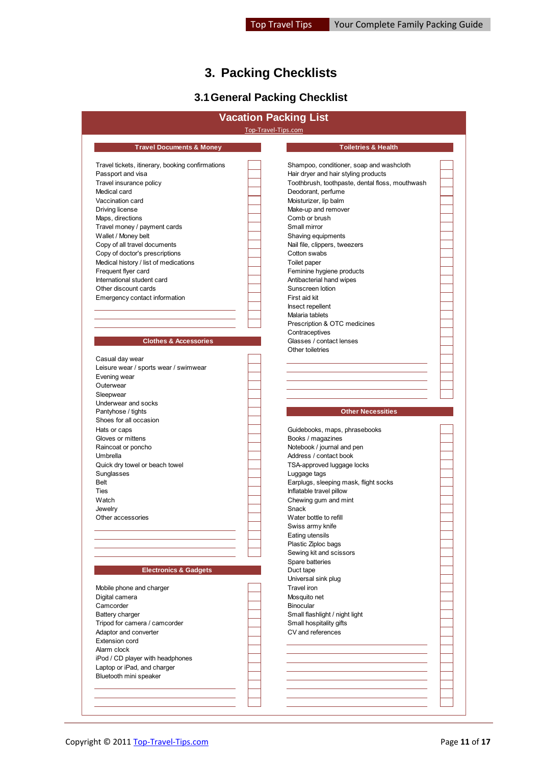# 3. Packing Checklists

## 3.1 General Packing Checklist

### Vacation Packing List

Top-Travel-Tips.com

#### Travel Documents & Money

- [ ] Travel tickets, itinerary, booking confirmations
- [ ] Passport and visa
- [ ] Travel insurance policy
- [ ] Medical card
- [ ] Vaccination card
- [ ] Driving license
- [ ] Maps, directions
- [ ] Travel money / payment cards
- [ ] Wallet / Money belt
- [ ] Copy of all travel documents
- [ ] Copy of doctor's prescriptions
- [ ] Medical history / list of medications
- [ ] Frequent flyer card
- [ ] International student card
- [ ] Other discount cards
- [ ] Emergency contact information
- [ ] \_\_\_\_\_\_\_\_\_\_\_\_\_\_\_\_\_\_\_\_
- [ ] \_\_\_\_\_\_\_\_\_\_\_\_\_\_\_\_\_\_\_\_
- [ ] \_\_\_\_\_\_\_\_\_\_\_\_\_\_\_\_\_\_\_\_

#### Clothes & Accessories

- [ ] Casual day wear
- [ ] Leisure wear / sports wear / swimwear
- [ ] Evening wear
- [ ] Outerwear
- [ ] Sleepwear
- [ ] Underwear and socks
- [ ] Pantyhose / tights
- [ ] Shoes for all occasion
- [ ] Hats or caps
- [ ] Gloves or mittens
- [ ] Raincoat or poncho
- [ ] Umbrella
- [ ] Quick dry towel or beach towel
- [ ] Sunglasses
- [ ] Belt
- [ ] Ties
- [ ] Watch
- [ ] Jewelry
- [ ] Other accessories
- [ ] \_\_\_\_\_\_\_\_\_\_\_\_\_\_\_\_\_\_\_\_
- [ ] \_\_\_\_\_\_\_\_\_\_\_\_\_\_\_\_\_\_\_\_
- [ ] \_\_\_\_\_\_\_\_\_\_\_\_\_\_\_\_\_\_\_\_

#### Electronics & Gadgets

- [ ] Mobile phone and charger
- [ ] Digital camera
- [ ] Camcorder
- [ ] Battery charger
- [ ] Tripod for camera / camcorder
- [ ] Adaptor and converter
- [ ] Extension cord
- [ ] Alarm clock
- [ ] iPod / CD player with headphones
- [ ] Laptop or iPad, and charger
- [ ] Bluetooth mini speaker
- [ ] \_\_\_\_\_\_\_\_\_\_\_\_\_\_\_\_\_\_\_\_
- [ ] \_\_\_\_\_\_\_\_\_\_\_\_\_\_\_\_\_\_\_\_
- [ ] \_\_\_\_\_\_\_\_\_\_\_\_\_\_\_\_\_\_\_\_

#### Toiletries & Health

- [ ] Shampoo, conditioner, soap and washcloth
- [ ] Hair dryer and hair styling products
- [ ] Toothbrush, toothpaste, dental floss, mouthwash
- [ ] Deodorant, perfume
- [ ] Moisturizer, lip balm
- [ ] Make-up and remover
- [ ] Comb or brush
- [ ] Small mirror
- [ ] Shaving equipments
- [ ] Nail file, clippers, tweezers
- [ ] Cotton swabs
- [ ] Toilet paper
- [ ] Feminine hygiene products
- [ ] Antibacterial hand wipes
- [ ] Sunscreen lotion
- [ ] First aid kit
- [ ] Insect repellent
- [ ] Malaria tablets
- [ ] Prescription & OTC medicines
- [ ] Contraceptives
- [ ] Glasses / contact lenses
- [ ] Other toiletries
- [ ] \_\_\_\_\_\_\_\_\_\_\_\_\_\_\_\_\_\_\_\_
- [ ] \_\_\_\_\_\_\_\_\_\_\_\_\_\_\_\_\_\_\_\_
- [ ] \_\_\_\_\_\_\_\_\_\_\_\_\_\_\_\_\_\_\_\_
- [ ] \_\_\_\_\_\_\_\_\_\_\_\_\_\_\_\_\_\_\_\_

#### Other Necessities

- [ ] Guidebooks, maps, phrasebooks
- [ ] Books / magazines
- [ ] Notebook / journal and pen
- [ ] Address / contact book
- [ ] TSA-approved luggage locks
- [ ] Luggage tags
- [ ] Earplugs, sleeping mask, flight socks
- [ ] Inflatable travel pillow
- [ ] Chewing gum and mint
- [ ] Snack
- [ ] Water bottle to refill
- [ ] Swiss army knife
- [ ] Eating utensils
- [ ] Plastic Ziploc bags
- [ ] Sewing kit and scissors
- [ ] Spare batteries
- [ ] Duct tape
- [ ] Universal sink plug
- [ ] Travel iron
- [ ] Mosquito net
- [ ] Binocular
- [ ] Small flashlight / night light
- [ ] Small hospitality gifts
- [ ] CV and references
- [ ] \_\_\_\_\_\_\_\_\_\_\_\_\_\_\_\_\_\_\_\_
- [ ] \_\_\_\_\_\_\_\_\_\_\_\_\_\_\_\_\_\_\_\_
- [ ] \_\_\_\_\_\_\_\_\_\_\_\_\_\_\_\_\_\_\_\_
- [ ] \_\_\_\_\_\_\_\_\_\_\_\_\_\_\_\_\_\_\_\_
- [ ] \_\_\_\_\_\_\_\_\_\_\_\_\_\_\_\_\_\_\_\_
- [ ] \_\_\_\_\_\_\_\_\_\_\_\_\_\_\_\_\_\_\_\_
- [ ] \_\_\_\_\_\_\_\_\_\_\_\_\_\_\_\_\_\_\_\_
- [ ] \_\_\_\_\_\_\_\_\_\_\_\_\_\_\_\_\_\_\_\_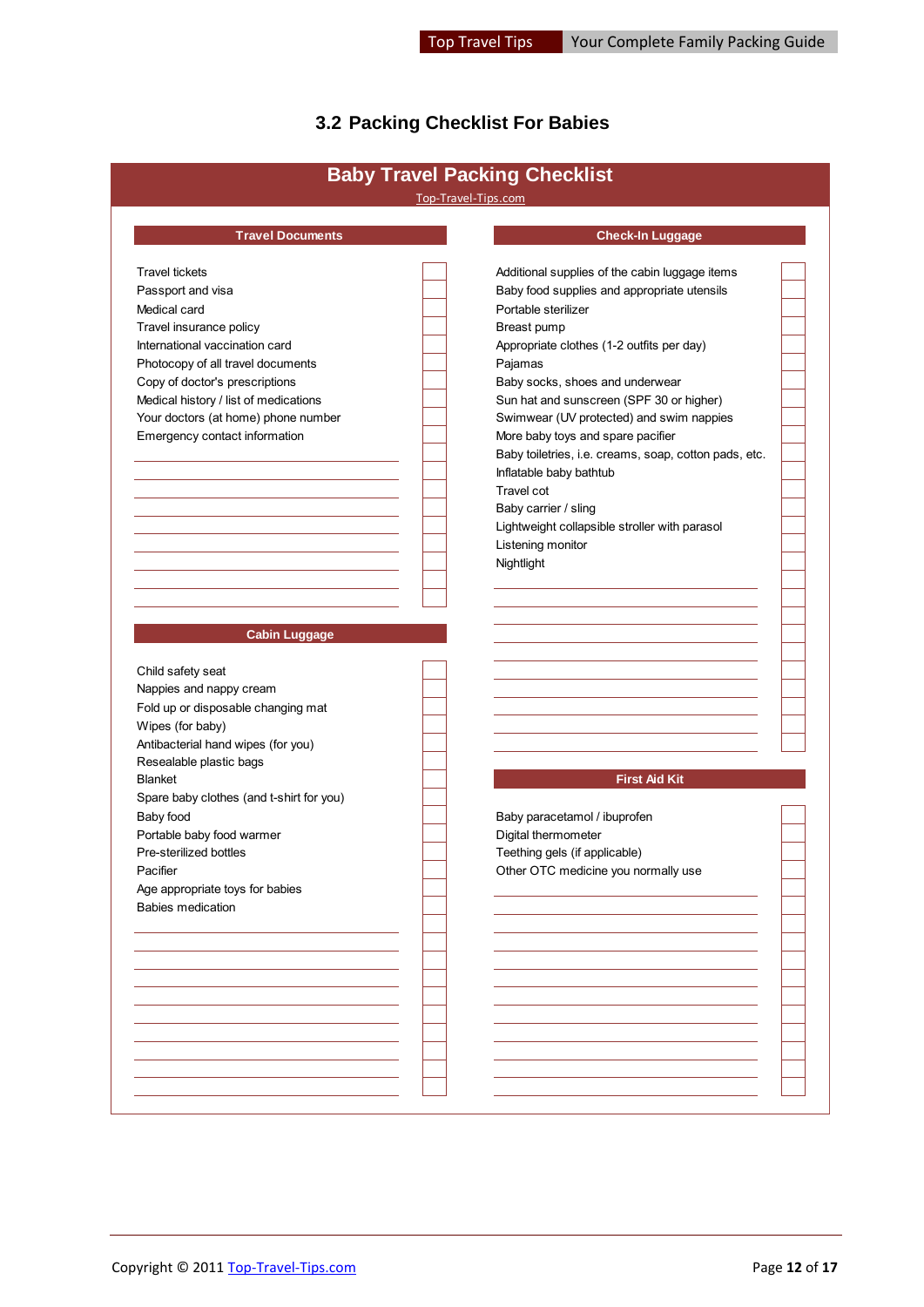### 3.2 Packing Checklist For Babies

## Baby Travel Packing Checklist

Top-Travel-Tips.com

#### Travel Documents

- [ ] Travel tickets
- [ ] Passport and visa
- [ ] Medical card
- [ ] Travel insurance policy
- [ ] International vaccination card
- [ ] Photocopy of all travel documents
- [ ] Copy of doctor's prescriptions
- [ ] Medical history / list of medications
- [ ] Your doctors (at home) phone number
- [ ] Emergency contact information

#### Cabin Luggage

- [ ] Child safety seat
- [ ] Nappies and nappy cream
- [ ] Fold up or disposable changing mat
- [ ] Wipes (for baby)
- [ ] Antibacterial hand wipes (for you)
- [ ] Resealable plastic bags
- [ ] Blanket
- [ ] Spare baby clothes (and t-shirt for you)
- [ ] Baby food
- [ ] Portable baby food warmer
- [ ] Pre-sterilized bottles
- [ ] Pacifier
- [ ] Age appropriate toys for babies
- [ ] Babies medication

#### Check-In Luggage

- [ ] Additional supplies of the cabin luggage items
- [ ] Baby food supplies and appropriate utensils
- [ ] Portable sterilizer
- [ ] Breast pump
- [ ] Appropriate clothes (1-2 outfits per day)
- [ ] Pajamas
- [ ] Baby socks, shoes and underwear
- [ ] Sun hat and sunscreen (SPF 30 or higher)
- [ ] Swimwear (UV protected) and swim nappies
- [ ] More baby toys and spare pacifier
- [ ] Baby toiletries, i.e. creams, soap, cotton pads, etc.
- [ ] Inflatable baby bathtub
- [ ] Travel cot
- [ ] Baby carrier / sling
- [ ] Lightweight collapsible stroller with parasol
- [ ] Listening monitor
- [ ] Nightlight

#### First Aid Kit

- [ ] Baby paracetamol / ibuprofen
- [ ] Digital thermometer
- [ ] Teething gels (if applicable)
- [ ] Other OTC medicine you normally use

Copyright © 2011 Top-Travel-Tips.com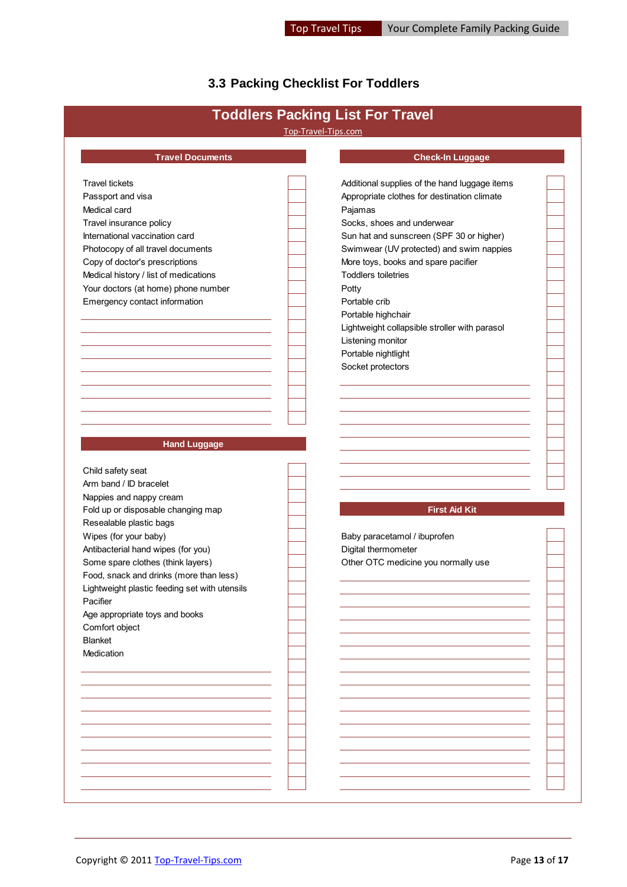### 3.3 Packing Checklist For Toddlers

## Toddlers Packing List For Travel

Top-Travel-Tips.com

#### Travel Documents

- [ ] Travel tickets
- [ ] Passport and visa
- [ ] Medical card
- [ ] Travel insurance policy
- [ ] International vaccination card
- [ ] Photocopy of all travel documents
- [ ] Copy of doctor's prescriptions
- [ ] Medical history / list of medications
- [ ] Your doctors (at home) phone number
- [ ] Emergency contact information

#### Hand Luggage

- [ ] Child safety seat
- [ ] Arm band / ID bracelet
- [ ] Nappies and nappy cream
- [ ] Fold up or disposable changing map
- [ ] Resealable plastic bags
- [ ] Wipes (for your baby)
- [ ] Antibacterial hand wipes (for you)
- [ ] Some spare clothes (think layers)
- [ ] Food, snack and drinks (more than less)
- [ ] Lightweight plastic feeding set with utensils
- [ ] Pacifier
- [ ] Age appropriate toys and books
- [ ] Comfort object
- [ ] Blanket
- [ ] Medication

#### Check-In Luggage

- [ ] Additional supplies of the hand luggage items
- [ ] Appropriate clothes for destination climate
- [ ] Pajamas
- [ ] Socks, shoes and underwear
- [ ] Sun hat and sunscreen (SPF 30 or higher)
- [ ] Swimwear (UV protected) and swim nappies
- [ ] More toys, books and spare pacifier
- [ ] Toddlers toiletries
- [ ] Potty
- [ ] Portable crib
- [ ] Portable highchair
- [ ] Lightweight collapsible stroller with parasol
- [ ] Listening monitor
- [ ] Portable nightlight
- [ ] Socket protectors

#### First Aid Kit

- [ ] Baby paracetamol / ibuprofen
- [ ] Digital thermometer
- [ ] Other OTC medicine you normally use

Copyright © 2011 Top-Travel-Tips.com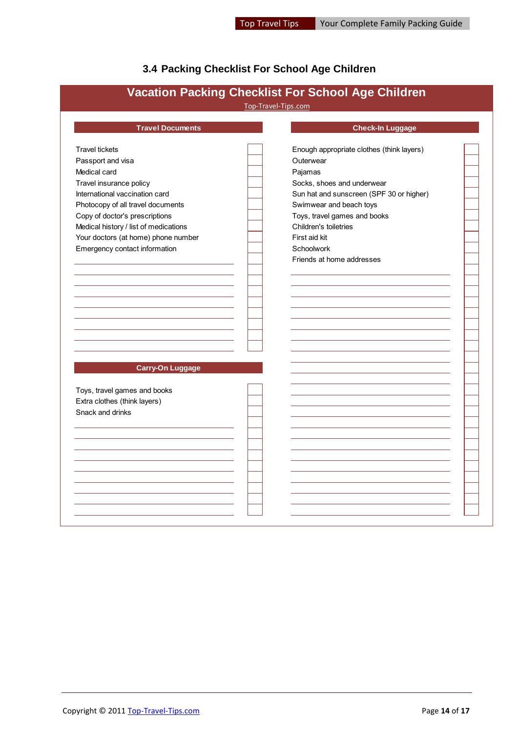## 3.4 Packing Checklist For School Age Children

### Vacation Packing Checklist For School Age Children

Top-Travel-Tips.com

#### Travel Documents

- [ ] Travel tickets
- [ ] Passport and visa
- [ ] Medical card
- [ ] Travel insurance policy
- [ ] International vaccination card
- [ ] Photocopy of all travel documents
- [ ] Copy of doctor's prescriptions
- [ ] Medical history / list of medications
- [ ] Your doctors (at home) phone number
- [ ] Emergency contact information

#### Carry-On Luggage

- [ ] Toys, travel games and books
- [ ] Extra clothes (think layers)
- [ ] Snack and drinks

#### Check-In Luggage

- [ ] Enough appropriate clothes (think layers)
- [ ] Outerwear
- [ ] Pajamas
- [ ] Socks, shoes and underwear
- [ ] Sun hat and sunscreen (SPF 30 or higher)
- [ ] Swimwear and beach toys
- [ ] Toys, travel games and books
- [ ] Children's toiletries
- [ ] First aid kit
- [ ] Schoolwork
- [ ] Friends at home addresses

Copyright © 2011 Top-Travel-Tips.com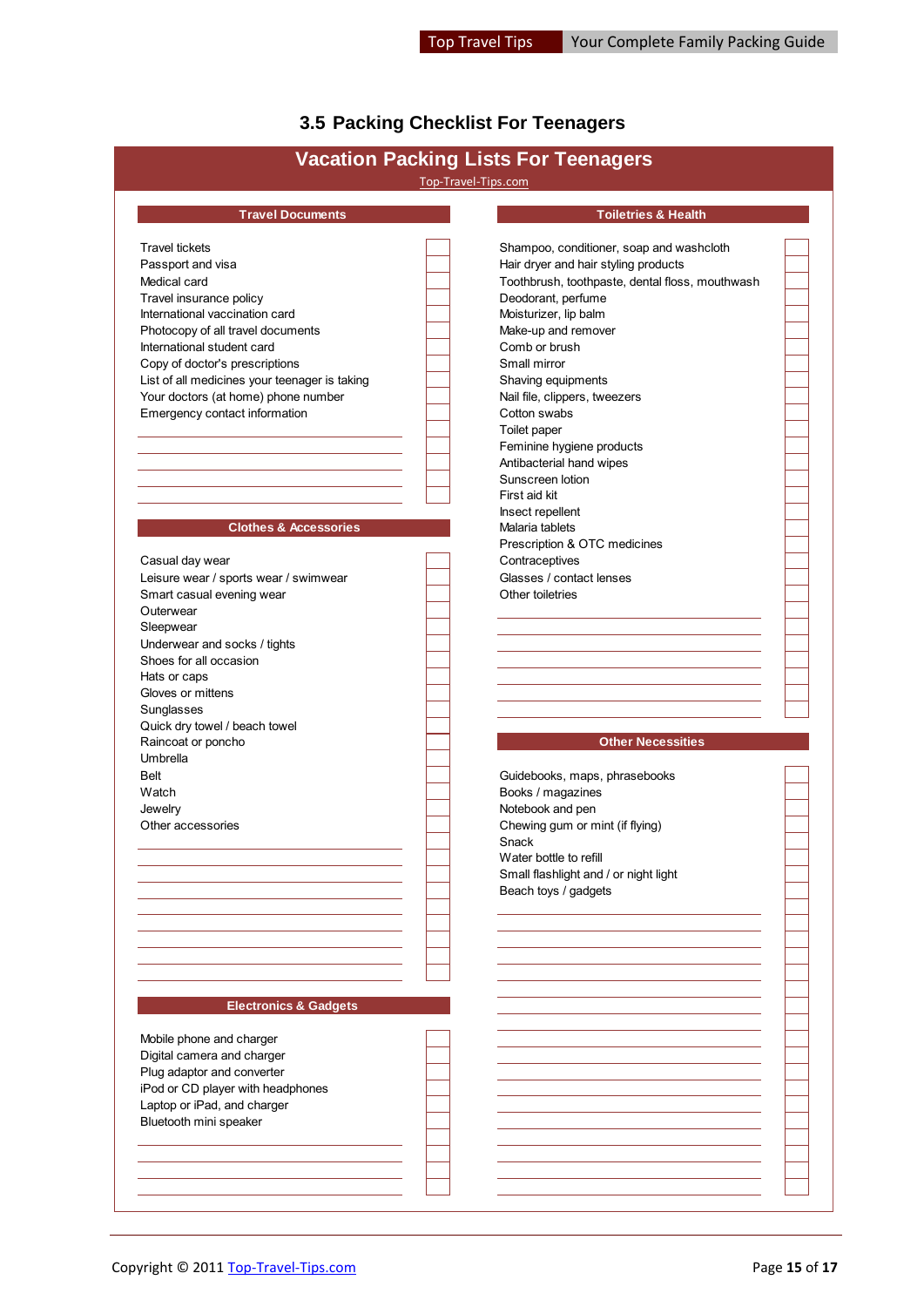## 3.5 Packing Checklist For Teenagers

# Vacation Packing Lists For Teenagers

Top-Travel-Tips.com

### Travel Documents

- Travel tickets
- Passport and visa
- Medical card
- Travel insurance policy
- International vaccination card
- Photocopy of all travel documents
- International student card
- Copy of doctor's prescriptions
- List of all medicines your teenager is taking
- Your doctors (at home) phone number
- Emergency contact information

### Clothes & Accessories

- Casual day wear
- Leisure wear / sports wear / swimwear
- Smart casual evening wear
- Outerwear
- Sleepwear
- Underwear and socks / tights
- Shoes for all occasion
- Hats or caps
- Gloves or mittens
- Sunglasses
- Quick dry towel / beach towel
- Raincoat or poncho
- Umbrella
- Belt
- Watch
- Jewelry
- Other accessories

### Electronics & Gadgets

- Mobile phone and charger
- Digital camera and charger
- Plug adaptor and converter
- iPod or CD player with headphones
- Laptop or iPad, and charger
- Bluetooth mini speaker

### Toiletries & Health

- Shampoo, conditioner, soap and washcloth
- Hair dryer and hair styling products
- Toothbrush, toothpaste, dental floss, mouthwash
- Deodorant, perfume
- Moisturizer, lip balm
- Make-up and remover
- Comb or brush
- Small mirror
- Shaving equipments
- Nail file, clippers, tweezers
- Cotton swabs
- Toilet paper
- Feminine hygiene products
- Antibacterial hand wipes
- Sunscreen lotion
- First aid kit
- Insect repellent
- Malaria tablets
- Prescription & OTC medicines
- Contraceptives
- Glasses / contact lenses
- Other toiletries

### Other Necessities

- Guidebooks, maps, phrasebooks
- Books / magazines
- Notebook and pen
- Chewing gum or mint (if flying)
- Snack
- Water bottle to refill
- Small flashlight and / or night light
- Beach toys / gadgets

Copyright © 2011 Top-Travel-Tips.com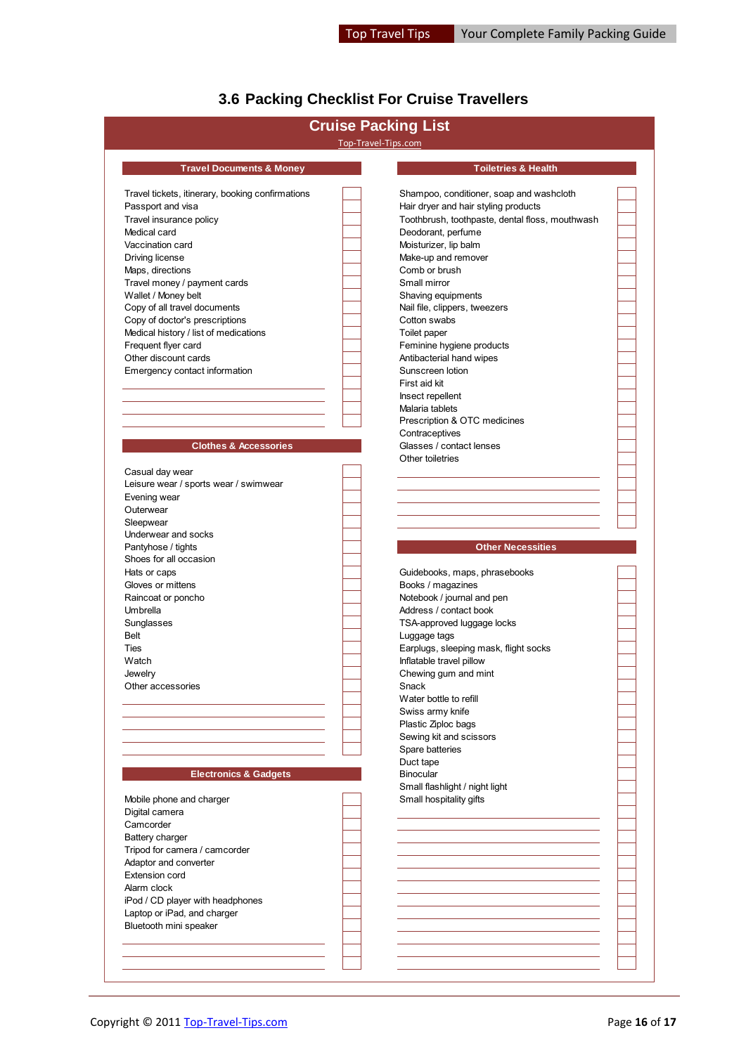## 3.6 Packing Checklist For Cruise Travellers

### Cruise Packing List

Top-Travel-Tips.com

#### Travel Documents & Money

- [ ] Travel tickets, itinerary, booking confirmations
- [ ] Passport and visa
- [ ] Travel insurance policy
- [ ] Medical card
- [ ] Vaccination card
- [ ] Driving license
- [ ] Maps, directions
- [ ] Travel money / payment cards
- [ ] Wallet / Money belt
- [ ] Copy of all travel documents
- [ ] Copy of doctor's prescriptions
- [ ] Medical history / list of medications
- [ ] Frequent flyer card
- [ ] Other discount cards
- [ ] Emergency contact information
- [ ] ____________
- [ ] ____________
- [ ] ____________
- [ ] ____________

#### Clothes & Accessories

- [ ] Casual day wear
- [ ] Leisure wear / sports wear / swimwear
- [ ] Evening wear
- [ ] Outerwear
- [ ] Sleepwear
- [ ] Underwear and socks
- [ ] Pantyhose / tights
- [ ] Shoes for all occasion
- [ ] Hats or caps
- [ ] Gloves or mittens
- [ ] Raincoat or poncho
- [ ] Umbrella
- [ ] Sunglasses
- [ ] Belt
- [ ] Ties
- [ ] Watch
- [ ] Jewelry
- [ ] Other accessories
- [ ] ____________
- [ ] ____________
- [ ] ____________
- [ ] ____________
- [ ] ____________

#### Electronics & Gadgets

- [ ] Mobile phone and charger
- [ ] Digital camera
- [ ] Camcorder
- [ ] Battery charger
- [ ] Tripod for camera / camcorder
- [ ] Adaptor and converter
- [ ] Extension cord
- [ ] Alarm clock
- [ ] iPod / CD player with headphones
- [ ] Laptop or iPad, and charger
- [ ] Bluetooth mini speaker
- [ ] ____________
- [ ] ____________
- [ ] ____________

#### Toiletries & Health

- [ ] Shampoo, conditioner, soap and washcloth
- [ ] Hair dryer and hair styling products
- [ ] Toothbrush, toothpaste, dental floss, mouthwash
- [ ] Deodorant, perfume
- [ ] Moisturizer, lip balm
- [ ] Make-up and remover
- [ ] Comb or brush
- [ ] Small mirror
- [ ] Shaving equipments
- [ ] Nail file, clippers, tweezers
- [ ] Cotton swabs
- [ ] Toilet paper
- [ ] Feminine hygiene products
- [ ] Antibacterial hand wipes
- [ ] Sunscreen lotion
- [ ] First aid kit
- [ ] Insect repellent
- [ ] Malaria tablets
- [ ] Prescription & OTC medicines
- [ ] Contraceptives
- [ ] Glasses / contact lenses
- [ ] Other toiletries
- [ ] ____________
- [ ] ____________
- [ ] ____________
- [ ] ____________
- [ ] ____________

#### Other Necessities

- [ ] Guidebooks, maps, phrasebooks
- [ ] Books / magazines
- [ ] Notebook / journal and pen
- [ ] Address / contact book
- [ ] TSA-approved luggage locks
- [ ] Luggage tags
- [ ] Earplugs, sleeping mask, flight socks
- [ ] Inflatable travel pillow
- [ ] Chewing gum and mint
- [ ] Snack
- [ ] Water bottle to refill
- [ ] Swiss army knife
- [ ] Plastic Ziploc bags
- [ ] Sewing kit and scissors
- [ ] Spare batteries
- [ ] Duct tape
- [ ] Binocular
- [ ] Small flashlight / night light
- [ ] Small hospitality gifts
- [ ] ____________
- [ ] ____________
- [ ] ____________
- [ ] ____________
- [ ] ____________
- [ ] ____________
- [ ] ____________
- [ ] ____________
- [ ] ____________
- [ ] ____________
- [ ] ____________
- [ ] ____________
- [ ] ____________

Copyright © 2011 Top-Travel-Tips.com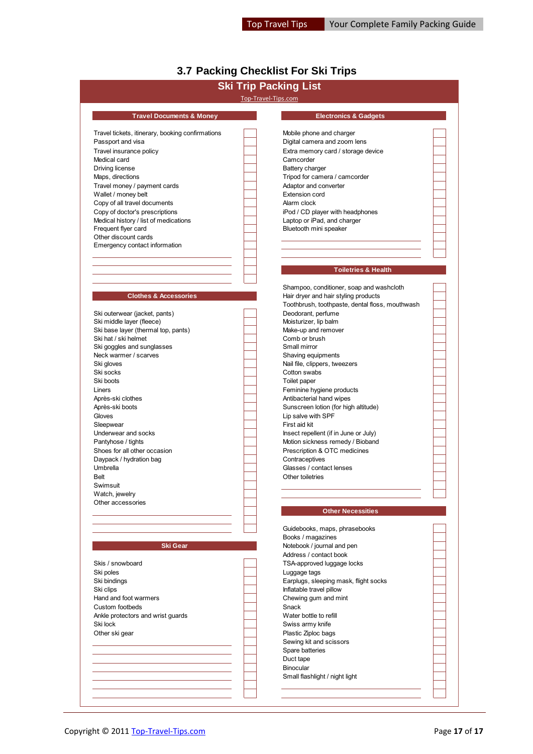## 3.7 Packing Checklist For Ski Trips

### Ski Trip Packing List

Top-Travel-Tips.com

#### Travel Documents & Money

- Travel tickets, itinerary, booking confirmations
- Passport and visa
- Travel insurance policy
- Medical card
- Driving license
- Maps, directions
- Travel money / payment cards
- Wallet / money belt
- Copy of all travel documents
- Copy of doctor's prescriptions
- Medical history / list of medications
- Frequent flyer card
- Other discount cards
- Emergency contact information

#### Clothes & Accessories

- Ski outerwear (jacket, pants)
- Ski middle layer (fleece)
- Ski base layer (thermal top, pants)
- Ski hat / ski helmet
- Ski goggles and sunglasses
- Neck warmer / scarves
- Ski gloves
- Ski socks
- Ski boots
- Liners
- Après-ski clothes
- Après-ski boots
- Gloves
- Sleepwear
- Underwear and socks
- Pantyhose / tights
- Shoes for all other occasion
- Daypack / hydration bag
- Umbrella
- Belt
- Swimsuit
- Watch, jewelry
- Other accessories

#### Ski Gear

- Skis / snowboard
- Ski poles
- Ski bindings
- Ski clips
- Hand and foot warmers
- Custom footbeds
- Ankle protectors and wrist guards
- Ski lock
- Other ski gear

#### Electronics & Gadgets

- Mobile phone and charger
- Digital camera and zoom lens
- Extra memory card / storage device
- Camcorder
- Battery charger
- Tripod for camera / camcorder
- Adaptor and converter
- Extension cord
- Alarm clock
- iPod / CD player with headphones
- Laptop or iPad, and charger
- Bluetooth mini speaker

#### Toiletries & Health

- Shampoo, conditioner, soap and washcloth
- Hair dryer and hair styling products
- Toothbrush, toothpaste, dental floss, mouthwash
- Deodorant, perfume
- Moisturizer, lip balm
- Make-up and remover
- Comb or brush
- Small mirror
- Shaving equipments
- Nail file, clippers, tweezers
- Cotton swabs
- Toilet paper
- Feminine hygiene products
- Antibacterial hand wipes
- Sunscreen lotion (for high altitude)
- Lip salve with SPF
- First aid kit
- Insect repellent (if in June or July)
- Motion sickness remedy / Bioband
- Prescription & OTC medicines
- Contraceptives
- Glasses / contact lenses
- Other toiletries

#### Other Necessities

- Guidebooks, maps, phrasebooks
- Books / magazines
- Notebook / journal and pen
- Address / contact book
- TSA-approved luggage locks
- Luggage tags
- Earplugs, sleeping mask, flight socks
- Inflatable travel pillow
- Chewing gum and mint
- Snack
- Water bottle to refill
- Swiss army knife
- Plastic Ziploc bags
- Sewing kit and scissors
- Spare batteries
- Duct tape
- Binocular
- Small flashlight / night light

Copyright © 2011 Top-Travel-Tips.com